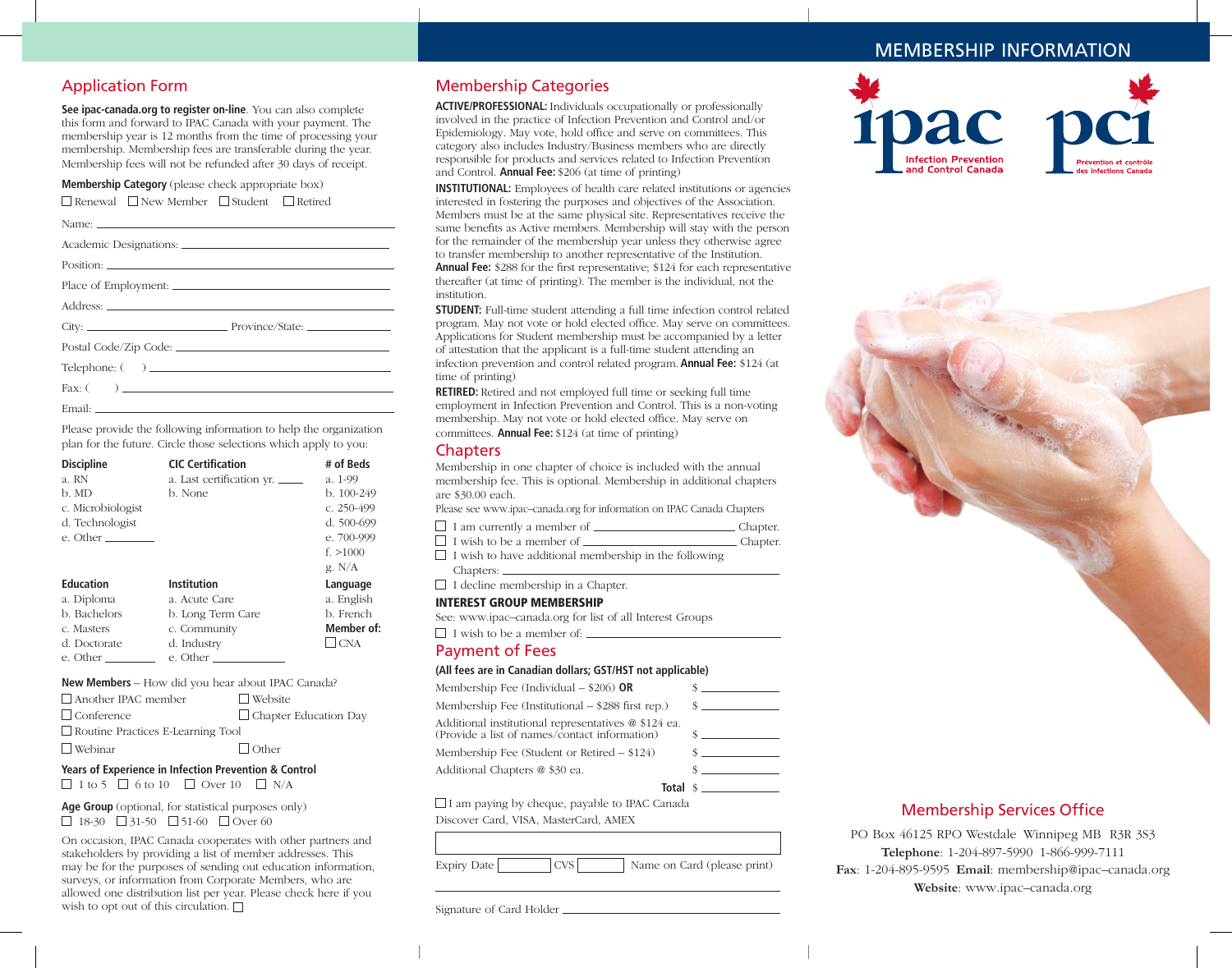## Application Form

**See ipac-canada.org to register on-line**. You can also complete this form and forward to IPAC Canada with your payment. The membership year is 12 months from the time of processing your membership. Membership fees are transferable during the year. Membership fees will not be refunded after 30 days of receipt.

**Membership Category** (please check appropriate box)

☐ Renewal ☐ New Member ☐ Student ☐ Retired

Name: ______________________________

Academic Designations: ______________________________

Position: ______________________________

Place of Employment: ______________________________

Address: ______________________________

City: ______________ Province/State: ______________

Postal Code/Zip Code: ______________________________

Telephone: ( ) ______________________________

Fax: ( ) ______________________________

Email: ______________________________

Please provide the following information to help the organization plan for the future. Circle those selections which apply to you:

| Discipline | CIC Certification | # of Beds |
|---|---|---|
| a. RN | a. Last certification yr. ____ | a. 1-99 |
| b. MD | b. None | b. 100-249 |
| c. Microbiologist | | c. 250-499 |
| d. Technologist | | d. 500-699 |
| e. Other ______ | | e. 700-999 |
| | | f. >1000 |
| | | g. N/A |

| Education | Institution | Language |
|---|---|---|
| a. Diploma | a. Acute Care | a. English |
| b. Bachelors | b. Long Term Care | b. French |
| c. Masters | c. Community | **Member of:** |
| d. Doctorate | d. Industry | ☐ CNA |
| e. Other ______ | e. Other ______ | |

**New Members** – How did you hear about IPAC Canada?

☐ Another IPAC member ☐ Website
☐ Conference ☐ Chapter Education Day
☐ Routine Practices E-Learning Tool
☐ Webinar ☐ Other

**Years of Experience in Infection Prevention & Control**

☐ 1 to 5 ☐ 6 to 10 ☐ Over 10 ☐ N/A

**Age Group** (optional, for statistical purposes only)

☐ 18-30 ☐ 31-50 ☐ 51-60 ☐ Over 60

On occasion, IPAC Canada cooperates with other partners and stakeholders by providing a list of member addresses. This may be for the purposes of sending out education information, surveys, or information from Corporate Members, who are allowed one distribution list per year. Please check here if you wish to opt out of this circulation. ☐

## Membership Categories

**ACTIVE/PROFESSIONAL:** Individuals occupationally or professionally involved in the practice of Infection Prevention and Control and/or Epidemiology. May vote, hold office and serve on committees. This category also includes Industry/Business members who are directly responsible for products and services related to Infection Prevention and Control. **Annual Fee:** $206 (at time of printing)

**INSTITUTIONAL:** Employees of health care related institutions or agencies interested in fostering the purposes and objectives of the Association. Members must be at the same physical site. Representatives receive the same benefits as Active members. Membership will stay with the person for the remainder of the membership year unless they otherwise agree to transfer membership to another representative of the Institution. **Annual Fee:** $288 for the first representative; $124 for each representative thereafter (at time of printing). The member is the individual, not the institution.

**STUDENT:** Full-time student attending a full time infection control related program. May not vote or hold elected office. May serve on committees. Applications for Student membership must be accompanied by a letter of attestation that the applicant is a full-time student attending an infection prevention and control related program. **Annual Fee:** $124 (at time of printing)

**RETIRED:** Retired and not employed full time or seeking full time employment in Infection Prevention and Control. This is a non-voting membership. May not vote or hold elected office. May serve on committees. **Annual Fee:** $124 (at time of printing)

## Chapters

Membership in one chapter of choice is included with the annual membership fee. This is optional. Membership in additional chapters are $30.00 each.

Please see www.ipac–canada.org for information on IPAC Canada Chapters

☐ I am currently a member of ______________ Chapter.
☐ I wish to be a member of ______________ Chapter.
☐ I wish to have additional membership in the following Chapters: ______________
☐ I decline membership in a Chapter.

**INTEREST GROUP MEMBERSHIP**

See: www.ipac–canada.org for list of all Interest Groups

☐ I wish to be a member of: ______________

## Payment of Fees

**(All fees are in Canadian dollars; GST/HST not applicable)**

| | |
|---|---|
| Membership Fee (Individual – $206) **OR** | $ ________ |
| Membership Fee (Institutional – $288 first rep.) | $ ________ |
| Additional institutional representatives @ $124 ea. (Provide a list of names/contact information) | $ ________ |
| Membership Fee (Student or Retired – $124) | $ ________ |
| Additional Chapters @ $30 ea. | $ ________ |
| **Total** | $ ________ |

☐ I am paying by cheque, payable to IPAC Canada

Discover Card, VISA, MasterCard, AMEX

______________________________

Expiry Date ______ CVS ______ Name on Card (please print)

______________________________

Signature of Card Holder ______________________________

# MEMBERSHIP INFORMATION

ipac Infection Prevention and Control Canada

pci Prévention et contrôle des infections Canada

## Membership Services Office

PO Box 46125 RPO Westdale Winnipeg MB R3R 3S3
**Telephone**: 1-204-897-5990 1-866-999-7111
**Fax**: 1-204-895-9595 **Email**: membership@ipac–canada.org
**Website**: www.ipac–canada.org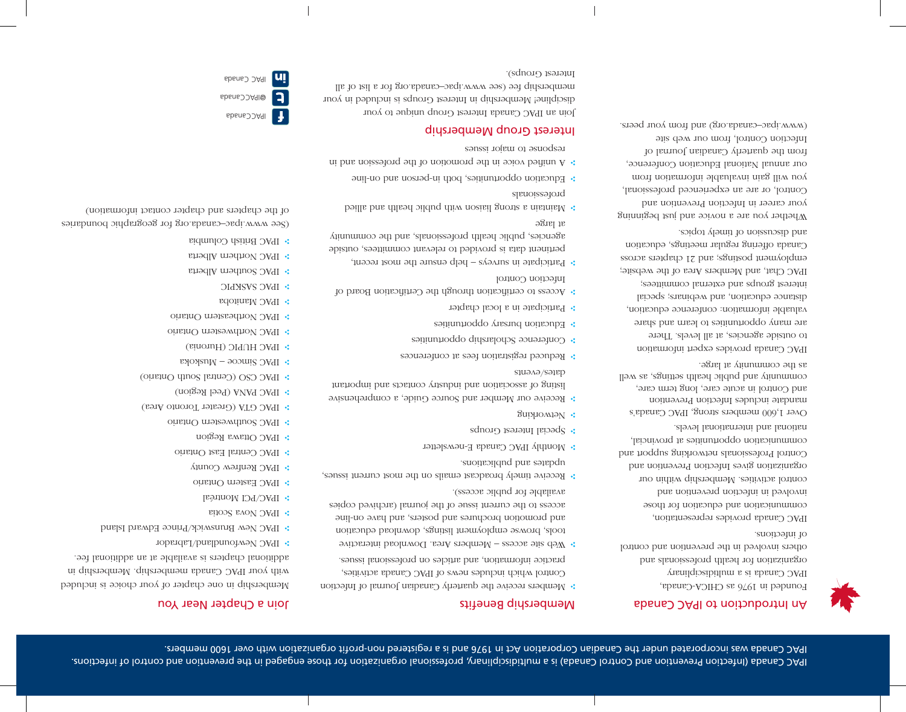IPAC Canada (Infection Prevention and Control Canada) is a multidisciplinary, professional organization for those engaged in the prevention and control of infections. IPAC Canada was incorporated under the Canadian Corporation Act in 1976 and is a registered non-profit organization with over 1600 members.

## An Introduction to IPAC Canada

Founded in 1976 as CHICA-Canada, IPAC Canada is a multidisciplinary organization for health professionals and others involved in the prevention and control of infections.

IPAC Canada provides representation, communication and education for those involved in infection prevention and control activities. Membership within our organization gives Infection Prevention and Control Professionals networking support and communication opportunities at provincial, national and international levels.

Over 1,600 members strong, IPAC Canada's mandate includes Infection Prevention and Control in acute care, long term care, community and public health settings, as well as the community at large.

IPAC Canada provides expert information to outside agencies, at all levels. There are many opportunities to learn and share valuable information: conference education, distance education, and webinars; special interest groups and external committees; IPAC Chat, and Members Area of the website; employment postings; and 21 chapters across Canada offering regular meetings, education and discussion of timely topics.

Whether you are a novice and just beginning your career in Infection Prevention and Control, or are an experienced professional, you will gain invaluable information from our annual National Education Conference, from the quarterly Canadian Journal of Infection Control, from our web site (www.ipac–canada.org) and from your peers.

## Membership Benefits

- Members receive the quarterly Canadian Journal of Infection Control which includes news of IPAC Canada activities, practice information, and articles on professional issues.
- Web site access – Members Area. Download interactive tools, browse employment listings, download education and promotion brochures and posters, and have on-line access to the current issue of the journal (archived copies available for public access).
- Receive timely broadcast emails on the most current issues, updates and publications.
- Monthly IPAC Canada E-newsletter
- Special Interest Groups
- Networking
- Receive our Member and Source Guide, a comprehensive listing of association and industry contacts and important dates/events
- Reduced registration fees at conferences
- Conference Scholarship opportunities
- Education bursary opportunities
- Participate in a local chapter
- Access to certification through the Certification Board of Infection Control
- Participate in surveys – help ensure the most recent, pertinent data is provided to relevant commitees, outside agencies, public health professionals, and the community at large
- Maintain a strong liaison with public health and allied professionals
- Education opportunities, both in-person and on-line
- A unified voice in the promotion of the profession and in response to major issues

## Interest Group Membership

Join an IPAC Canada Interest Group unique to your discipline! Membership in Interest Groups is included in your membership fee (see www.ipac–canada.org for a list of all Interest Groups).

## Join a Chapter Near You

Membership in one chapter of your choice is included with your IPAC Canada membership. Membership in additional chapters is available at an additional fee.

- IPAC Newfoundland/Labrador
- IPAC New Brunswick/Prince Edward Island
- IPAC Nova Scotia
- IPAC/PCI Montréal
- IPAC Eastern Ontario
- IPAC Renfrew County
- IPAC Central East Ontario
- IPAC Ottawa Region
- IPAC Southwestern Ontario
- IPAC GTA (Greater Toronto Area)
- IPAC PANA (Peel Region)
- IPAC CSO (Central South Ontario)
- IPAC Simcoe – Muskoka
- IPAC HUPIC (Huronia)
- IPAC Northwestern Ontario
- IPAC Northeastern Ontario
- IPAC Manitoba
- IPAC SASKPIC
- IPAC Southern Alberta
- IPAC Northern Alberta
- IPAC British Columbia

(See www.ipac–canada.org for geographic boundaries of the chapters and chapter contact information)

IPACCanada

@IPACCanada

IPAC Canada